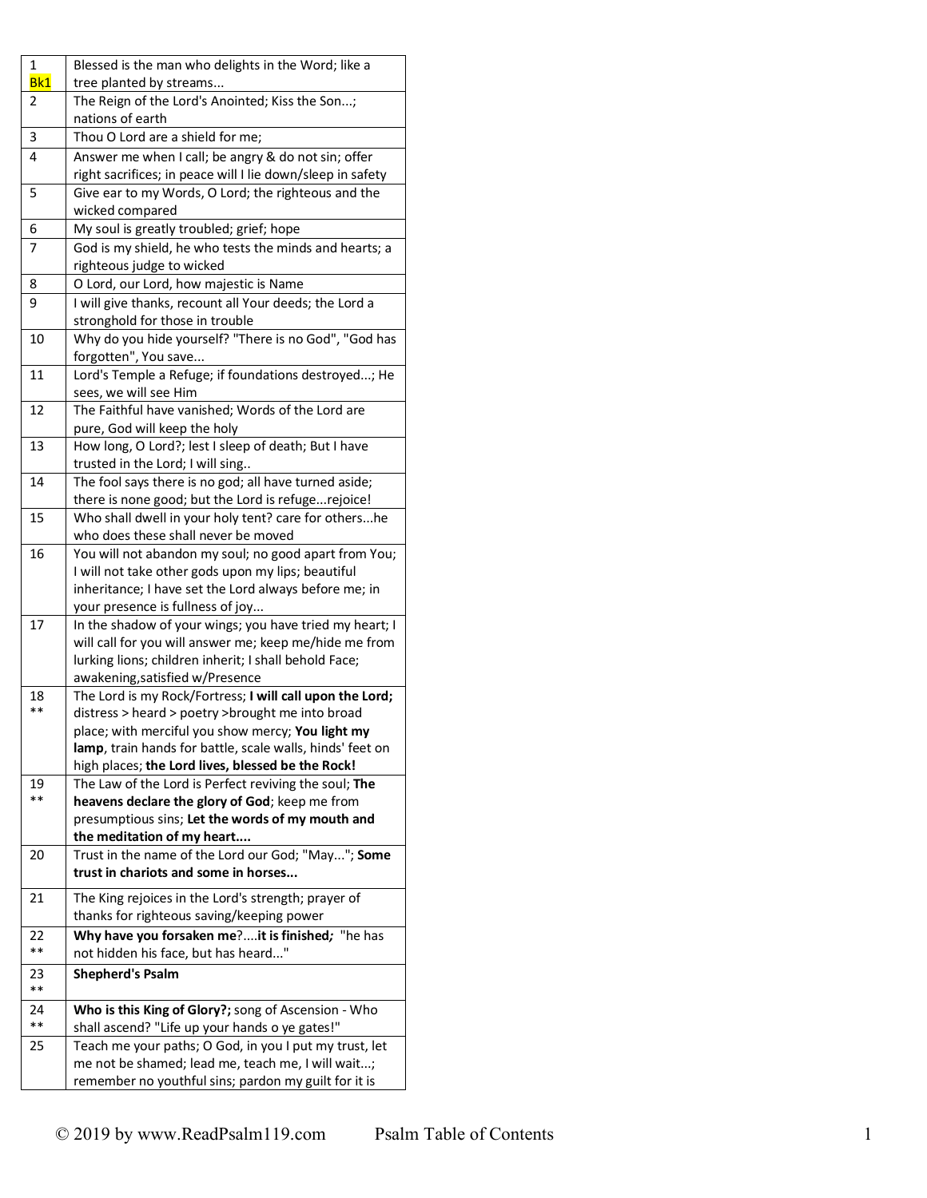| | |
|---|---|
| 1 Bk1 | Blessed is the man who delights in the Word; like a tree planted by streams... |
| 2 | The Reign of the Lord's Anointed; Kiss the Son...; nations of earth |
| 3 | Thou O Lord are a shield for me; |
| 4 | Answer me when I call; be angry & do not sin; offer right sacrifices; in peace will I lie down/sleep in safety |
| 5 | Give ear to my Words, O Lord; the righteous and the wicked compared |
| 6 | My soul is greatly troubled; grief; hope |
| 7 | God is my shield, he who tests the minds and hearts; a righteous judge to wicked |
| 8 | O Lord, our Lord, how majestic is Name |
| 9 | I will give thanks, recount all Your deeds; the Lord a stronghold for those in trouble |
| 10 | Why do you hide yourself? "There is no God", "God has forgotten", You save... |
| 11 | Lord's Temple a Refuge; if foundations destroyed...; He sees, we will see Him |
| 12 | The Faithful have vanished; Words of the Lord are pure, God will keep the holy |
| 13 | How long, O Lord?; lest I sleep of death; But I have trusted in the Lord; I will sing.. |
| 14 | The fool says there is no god; all have turned aside; there is none good; but the Lord is refuge...rejoice! |
| 15 | Who shall dwell in your holy tent? care for others...he who does these shall never be moved |
| 16 | You will not abandon my soul; no good apart from You; I will not take other gods upon my lips; beautiful inheritance; I have set the Lord always before me; in your presence is fullness of joy... |
| 17 | In the shadow of your wings; you have tried my heart; I will call for you will answer me; keep me/hide me from lurking lions; children inherit; I shall behold Face; awakening,satisfied w/Presence |
| 18 ** | The Lord is my Rock/Fortress; **I will call upon the Lord;** distress > heard > poetry >brought me into broad place; with merciful you show mercy; **You light my lamp**, train hands for battle, scale walls, hinds' feet on high places; **the Lord lives, blessed be the Rock!** |
| 19 ** | The Law of the Lord is Perfect reviving the soul; **The heavens declare the glory of God**; keep me from presumptious sins; **Let the words of my mouth and the meditation of my heart....** |
| 20 | Trust in the name of the Lord our God; "May..."; **Some trust in chariots and some in horses...** |
| 21 | The King rejoices in the Lord's strength; prayer of thanks for righteous saving/keeping power |
| 22 ** | **Why have you forsaken me**?....**it is finished*;*** "he has not hidden his face, but has heard..." |
| 23 ** | **Shepherd's Psalm** |
| 24 ** | **Who is this King of Glory?;** song of Ascension - Who shall ascend? "Life up your hands o ye gates!" |
| 25 | Teach me your paths; O God, in you I put my trust, let me not be shamed; lead me, teach me, I will wait...; remember no youthful sins; pardon my guilt for it is |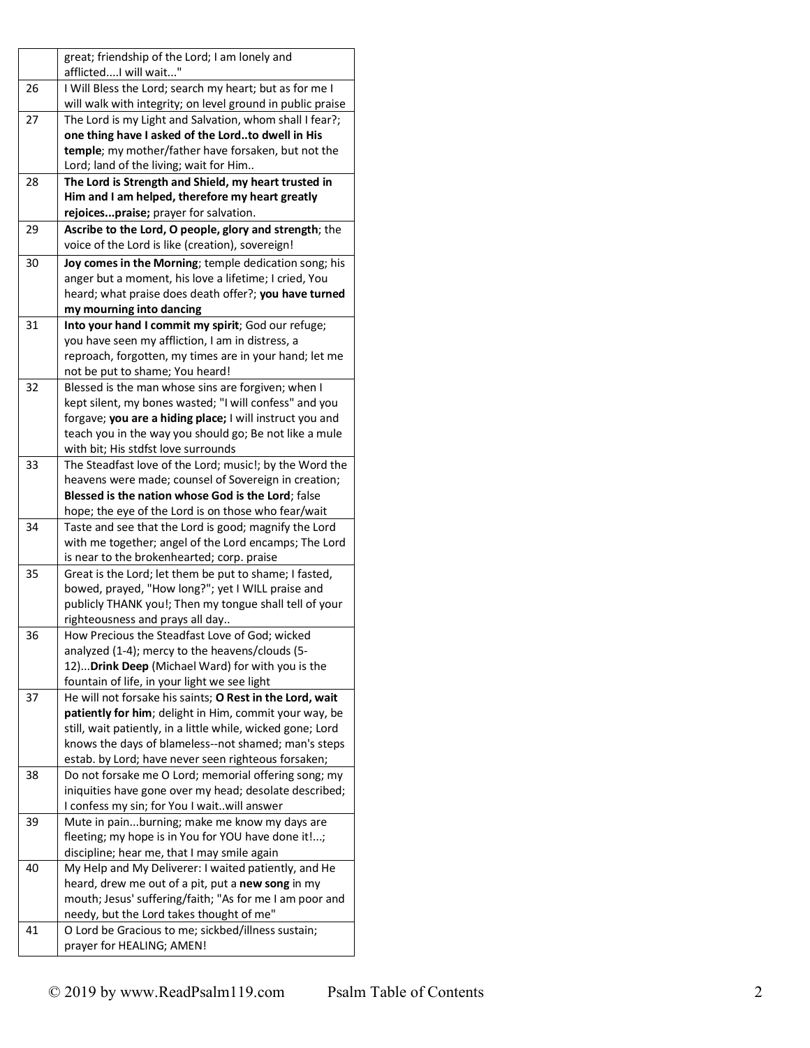| | |
|---|---|
| | great; friendship of the Lord; I am lonely and afflicted....I will wait..." |
| 26 | I Will Bless the Lord; search my heart; but as for me I will walk with integrity; on level ground in public praise |
| 27 | The Lord is my Light and Salvation, whom shall I fear?; **one thing have I asked of the Lord..to dwell in His temple**; my mother/father have forsaken, but not the Lord; land of the living; wait for Him.. |
| 28 | **The Lord is Strength and Shield, my heart trusted in Him and I am helped, therefore my heart greatly rejoices...praise;** prayer for salvation. |
| 29 | **Ascribe to the Lord, O people, glory and strength**; the voice of the Lord is like (creation), sovereign! |
| 30 | **Joy comes in the Morning**; temple dedication song; his anger but a moment, his love a lifetime; I cried, You heard; what praise does death offer?; **you have turned my mourning into dancing** |
| 31 | **Into your hand I commit my spirit**; God our refuge; you have seen my affliction, I am in distress, a reproach, forgotten, my times are in your hand; let me not be put to shame; You heard! |
| 32 | Blessed is the man whose sins are forgiven; when I kept silent, my bones wasted; "I will confess" and you forgave; **you are a hiding place;** I will instruct you and teach you in the way you should go; Be not like a mule with bit; His stdfst love surrounds |
| 33 | The Steadfast love of the Lord; music!; by the Word the heavens were made; counsel of Sovereign in creation; **Blessed is the nation whose God is the Lord**; false hope; the eye of the Lord is on those who fear/wait |
| 34 | Taste and see that the Lord is good; magnify the Lord with me together; angel of the Lord encamps; The Lord is near to the brokenhearted; corp. praise |
| 35 | Great is the Lord; let them be put to shame; I fasted, bowed, prayed, "How long?"; yet I WILL praise and publicly THANK you!; Then my tongue shall tell of your righteousness and prays all day.. |
| 36 | How Precious the Steadfast Love of God; wicked analyzed (1-4); mercy to the heavens/clouds (5-12)...**Drink Deep** (Michael Ward) for with you is the fountain of life, in your light we see light |
| 37 | He will not forsake his saints; **O Rest in the Lord, wait patiently for him**; delight in Him, commit your way, be still, wait patiently, in a little while, wicked gone; Lord knows the days of blameless--not shamed; man's steps estab. by Lord; have never seen righteous forsaken; |
| 38 | Do not forsake me O Lord; memorial offering song; my iniquities have gone over my head; desolate described; I confess my sin; for You I wait..will answer |
| 39 | Mute in pain...burning; make me know my days are fleeting; my hope is in You for YOU have done it!...; discipline; hear me, that I may smile again |
| 40 | My Help and My Deliverer: I waited patiently, and He heard, drew me out of a pit, put a **new song** in my mouth; Jesus' suffering/faith; "As for me I am poor and needy, but the Lord takes thought of me" |
| 41 | O Lord be Gracious to me; sickbed/illness sustain; prayer for HEALING; AMEN! |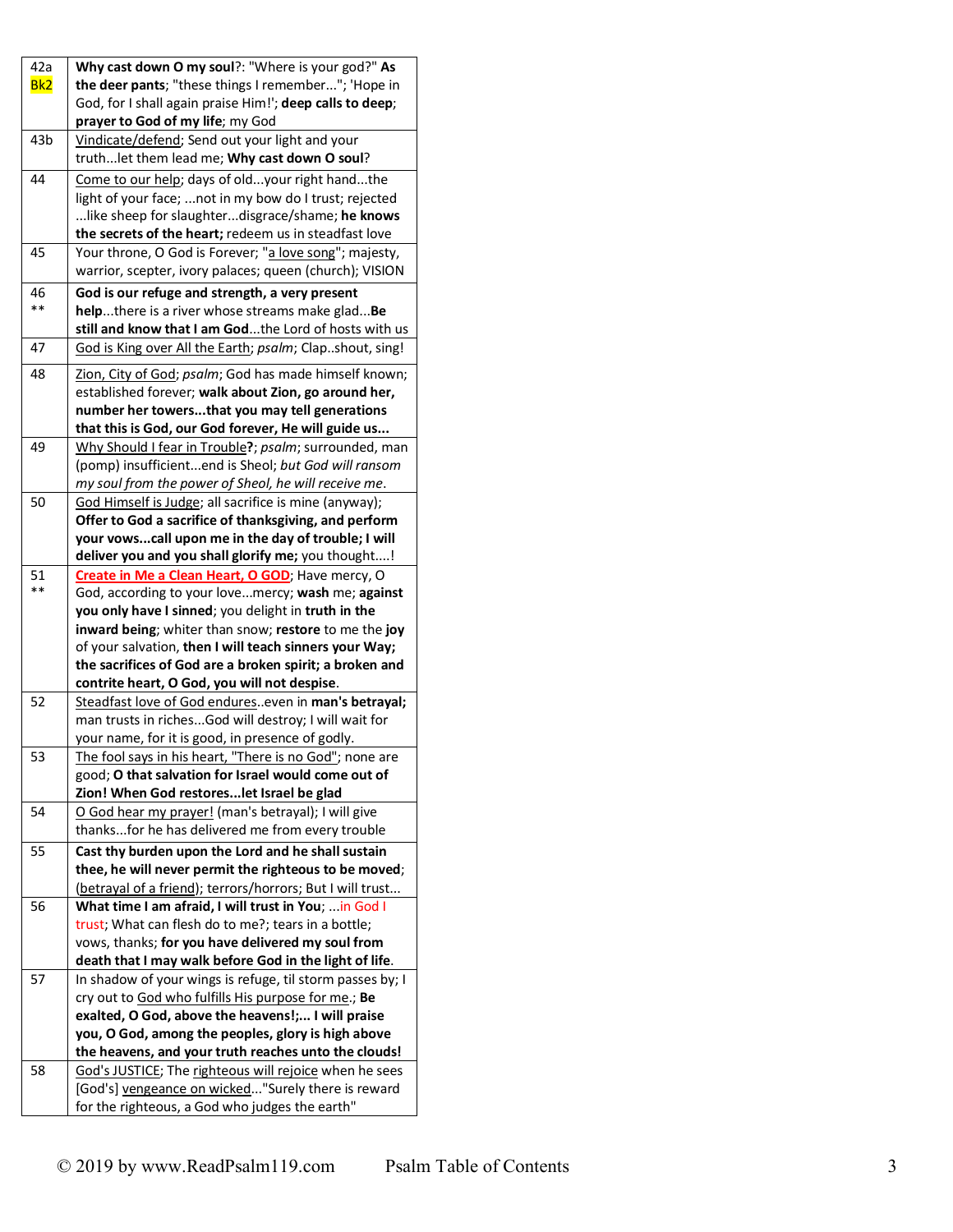| 42a Bk2 | **Why cast down O my soul**?: "Where is your god?" **As the deer pants**; "these things I remember..."; 'Hope in God, for I shall again praise Him!'; **deep calls to deep**; **prayer to God of my life**; my God |
|---|---|
| 43b | Vindicate/defend; Send out your light and your truth...let them lead me; **Why cast down O soul**? |
| 44 | Come to our help; days of old...your right hand...the light of your face; ...not in my bow do I trust; rejected ...like sheep for slaughter...disgrace/shame; **he knows the secrets of the heart;** redeem us in steadfast love |
| 45 | Your throne, O God is Forever; "a love song"; majesty, warrior, scepter, ivory palaces; queen (church); VISION |
| 46 ** | **God is our refuge and strength, a very present help**...there is a river whose streams make glad...**Be still and know that I am God**...the Lord of hosts with us |
| 47 | God is King over All the Earth; *psalm*; Clap..shout, sing! |
| 48 | Zion, City of God; *psalm*; God has made himself known; established forever; **walk about Zion, go around her, number her towers...that you may tell generations that this is God, our God forever, He will guide us...** |
| 49 | Why Should I fear in Trouble**?**; *psalm*; surrounded, man (pomp) insufficient...end is Sheol; *but God will ransom my soul from the power of Sheol, he will receive me*. |
| 50 | God Himself is Judge; all sacrifice is mine (anyway); **Offer to God a sacrifice of thanksgiving, and perform your vows...call upon me in the day of trouble; I will deliver you and you shall glorify me;** you thought....! |
| 51 ** | **Create in Me a Clean Heart, O GOD**; Have mercy, O God, according to your love...mercy; **wash** me; **against you only have I sinned**; you delight in **truth in the inward being**; whiter than snow; **restore** to me the **joy** of your salvation, **then I will teach sinners your Way; the sacrifices of God are a broken spirit; a broken and contrite heart, O God, you will not despise**. |
| 52 | Steadfast love of God endures..even in **man's betrayal;** man trusts in riches...God will destroy; I will wait for your name, for it is good, in presence of godly. |
| 53 | The fool says in his heart, "There is no God"; none are good; **O that salvation for Israel would come out of Zion! When God restores...let Israel be glad** |
| 54 | O God hear my prayer! (man's betrayal); I will give thanks...for he has delivered me from every trouble |
| 55 | **Cast thy burden upon the Lord and he shall sustain thee, he will never permit the righteous to be moved**; (betrayal of a friend); terrors/horrors; But I will trust... |
| 56 | **What time I am afraid, I will trust in You**; ...in God I trust; What can flesh do to me?; tears in a bottle; vows, thanks; **for you have delivered my soul from death that I may walk before God in the light of life**. |
| 57 | In shadow of your wings is refuge, til storm passes by; I cry out to God who fulfills His purpose for me.; **Be exalted, O God, above the heavens!;... I will praise you, O God, among the peoples, glory is high above the heavens, and your truth reaches unto the clouds!** |
| 58 | God's JUSTICE; The righteous will rejoice when he sees [God's] vengeance on wicked..."Surely there is reward for the righteous, a God who judges the earth" |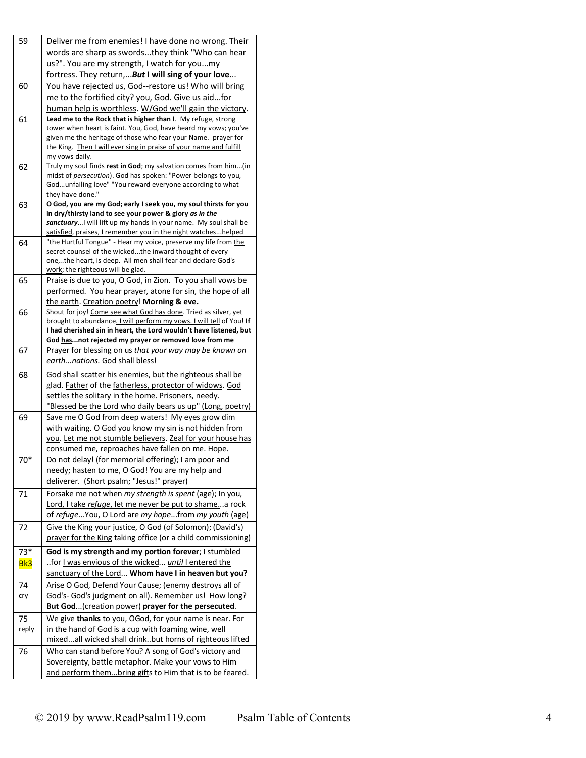| | |
|---|---|
| 59 | Deliver me from enemies! I have done no wrong. Their words are sharp as swords...they think "Who can hear us?". You are my strength, I watch for you...my fortress. They return,...***But* I will sing of your love**... |
| 60 | You have rejected us, God--restore us! Who will bring me to the fortified city? you, God. Give us aid...for human help is worthless. W/God we'll gain the victory. |
| 61 | **Lead me to the Rock that is higher than I**. My refuge, strong tower when heart is faint. You, God, have heard my vows; you've given me the heritage of those who fear your Name. prayer for the King. Then I will ever sing in praise of your name and fulfill my vows daily. |
| 62 | Truly my soul finds **rest in God**; my salvation comes from him...(in midst of *persecution*). God has spoken: "Power belongs to you, God...unfailing love" "You reward everyone according to what they have done." |
| 63 | **O God, you are my God; early I seek you, my soul thirsts for you in dry/thirsty land to see your power & glory *as in the sanctuary***...I will lift up my hands in your name. My soul shall be satisfied, praises, I remember you in the night watches...helped |
| 64 | "the Hurtful Tongue" - Hear my voice, preserve my life from the secret counsel of the wicked...the inward thought of every one,..the heart, is deep. All men shall fear and declare God's work; the righteous will be glad. |
| 65 | Praise is due to you, O God, in Zion. To you shall vows be performed. You hear prayer, atone for sin, the hope of all the earth. Creation poetry! **Morning & eve.** |
| 66 | Shout for joy! Come see what God has done. Tried as silver, yet brought to abundance. I will perform my vows. I will tell of You! **If I had cherished sin in heart, the Lord wouldn't have listened, but God has...not rejected my prayer or removed love from me** |
| 67 | Prayer for blessing on us *that your way may be known on earth...nations.* God shall bless! |
| 68 | God shall scatter his enemies, but the righteous shall be glad. Father of the fatherless, protector of widows. God settles the solitary in the home. Prisoners, needy. "Blessed be the Lord who daily bears us up" (Long, poetry) |
| 69 | Save me O God from deep waters! My eyes grow dim with waiting. O God you know my sin is not hidden from you. Let me not stumble believers. Zeal for your house has consumed me, reproaches have fallen on me. Hope. |
| 70* | Do not delay! (for memorial offering); I am poor and needy; hasten to me, O God! You are my help and deliverer. (Short psalm; "Jesus!" prayer) |
| 71 | Forsake me not when *my strength is spent* (age); In you, Lord, I take *refuge*, let me never be put to shame...a rock of *refuge*...You, O Lord are *my hope*...from *my youth* (age) |
| 72 | Give the King your justice, O God (of Solomon); (David's) prayer for the King taking office (or a child commissioning) |
| 73* Bk3 | **God is my strength and my portion forever**; I stumbled ..for I was envious of the wicked... *until* I entered the sanctuary of the Lord... **Whom have I in heaven but you?** |
| 74 cry | Arise O God, Defend Your Cause; (enemy destroys all of God's- God's judgment on all). Remember us! How long? **But God**...(creation power) **prayer for the persecuted**. |
| 75 reply | We give **thanks** to you, OGod, for your name is near. For in the hand of God is a cup with foaming wine, well mixed...all wicked shall drink..but horns of righteous lifted |
| 76 | Who can stand before You? A song of God's victory and Sovereignty, battle metaphor. Make your vows to Him and perform them...bring gifts to Him that is to be feared. |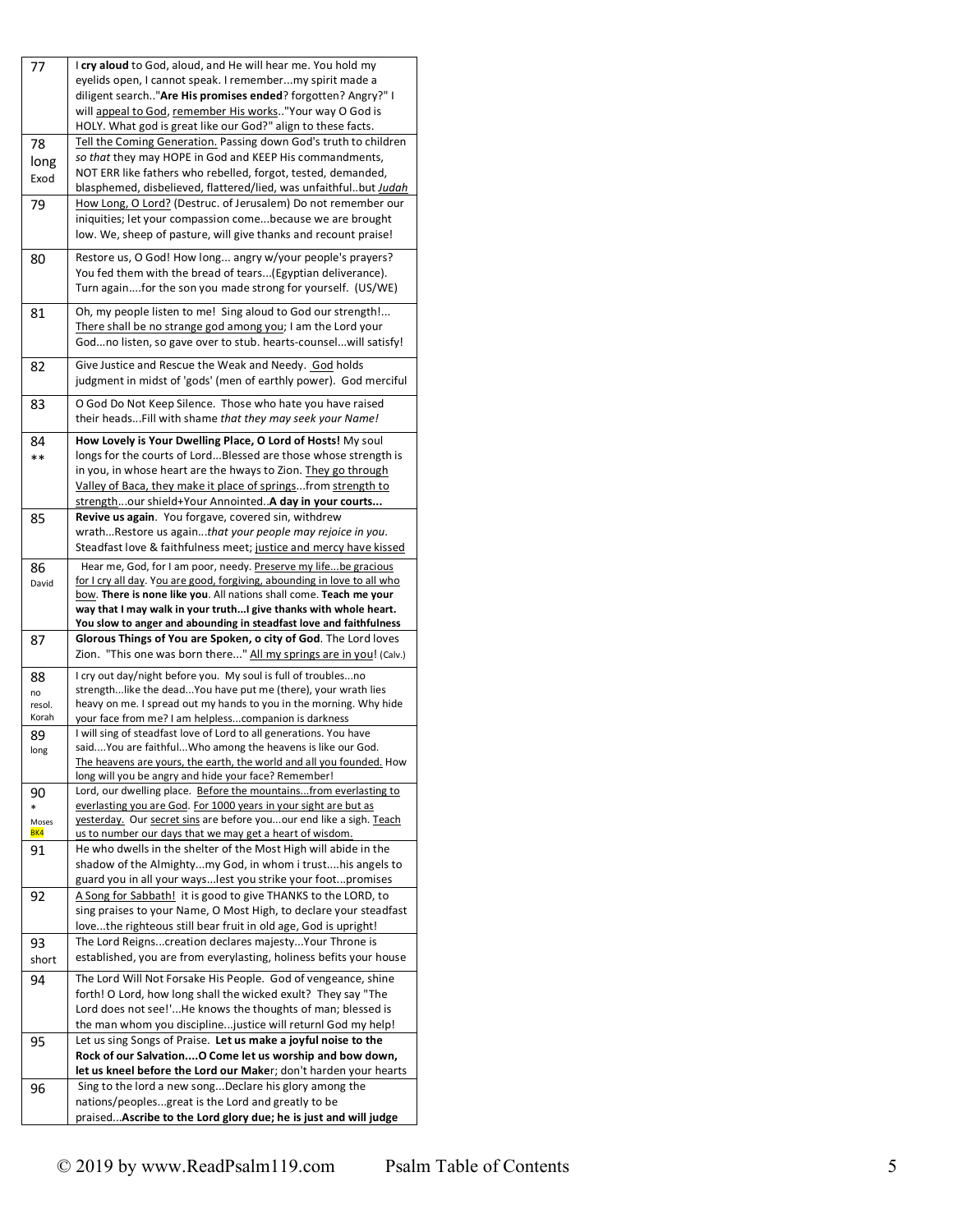| | |
|---|---|
| 77 | I **cry aloud** to God, aloud, and He will hear me. You hold my eyelids open, I cannot speak. I remember...my spirit made a diligent search.."**Are His promises ended**? forgotten? Angry?" I will appeal to God, remember His works.."Your way O God is HOLY. What god is great like our God?" align to these facts. |
| 78 long Exod | Tell the Coming Generation. Passing down God's truth to children *so that* they may HOPE in God and KEEP His commandments, NOT ERR like fathers who rebelled, forgot, tested, demanded, blasphemed, disbelieved, flattered/lied, was unfaithful..but *Judah* |
| 79 | How Long, O Lord? (Destruc. of Jerusalem) Do not remember our iniquities; let your compassion come...because we are brought low. We, sheep of pasture, will give thanks and recount praise! |
| 80 | Restore us, O God! How long... angry w/your people's prayers? You fed them with the bread of tears...(Egyptian deliverance). Turn again....for the son you made strong for yourself. (US/WE) |
| 81 | Oh, my people listen to me! Sing aloud to God our strength!... There shall be no strange god among you; I am the Lord your God...no listen, so gave over to stub. hearts-counsel...will satisfy! |
| 82 | Give Justice and Rescue the Weak and Needy. God holds judgment in midst of 'gods' (men of earthly power). God merciful |
| 83 | O God Do Not Keep Silence. Those who hate you have raised their heads...Fill with shame *that they may seek your Name!* |
| 84 ** | **How Lovely is Your Dwelling Place, O Lord of Hosts!** My soul longs for the courts of Lord...Blessed are those whose strength is in you, in whose heart are the hways to Zion. They go through Valley of Baca, they make it place of springs...from strength to strength...our shield+Your Annointed..**A day in your courts...** |
| 85 | **Revive us again**. You forgave, covered sin, withdrew wrath...Restore us again...*that your people may rejoice in you*. Steadfast love & faithfulness meet; justice and mercy have kissed |
| 86 David | Hear me, God, for I am poor, needy. Preserve my life...be gracious for I cry all day. You are good, forgiving, abounding in love to all who bow. **There is none like you**. All nations shall come. **Teach me your way that I may walk in your truth...I give thanks with whole heart. You slow to anger and abounding in steadfast love and faithfulness** |
| 87 | **Glorous Things of You are Spoken, o city of God**. The Lord loves Zion. "This one was born there..." All my springs are in you! (Calv.) |
| 88 no resol. Korah | I cry out day/night before you. My soul is full of troubles...no strength...like the dead...You have put me (there), your wrath lies heavy on me. I spread out my hands to you in the morning. Why hide your face from me? I am helpless...companion is darkness |
| 89 long | I will sing of steadfast love of Lord to all generations. You have said....You are faithful...Who among the heavens is like our God. The heavens are yours, the earth, the world and all you founded. How long will you be angry and hide your face? Remember! |
| 90 * Moses BK4 | Lord, our dwelling place. Before the mountains...from everlasting to everlasting you are God. For 1000 years in your sight are but as yesterday. Our secret sins are before you...our end like a sigh. Teach us to number our days that we may get a heart of wisdom. |
| 91 | He who dwells in the shelter of the Most High will abide in the shadow of the Almighty...my God, in whom i trust....his angels to guard you in all your ways...lest you strike your foot...promises |
| 92 | A Song for Sabbath! it is good to give THANKS to the LORD, to sing praises to your Name, O Most High, to declare your steadfast love...the righteous still bear fruit in old age, God is upright! |
| 93 short | The Lord Reigns...creation declares majesty...Your Throne is established, you are from everlasting, holiness befits your house |
| 94 | The Lord Will Not Forsake His People. God of vengeance, shine forth! O Lord, how long shall the wicked exult? They say "The Lord does not see!'...He knows the thoughts of man; blessed is the man whom you discipline...justice will returnl God my help! |
| 95 | Let us sing Songs of Praise. **Let us make a joyful noise to the Rock of our Salvation....O Come let us worship and bow down, let us kneel before the Lord our Make**r; don't harden your hearts |
| 96 | Sing to the lord a new song...Declare his glory among the nations/peoples...great is the Lord and greatly to be praised...**Ascribe to the Lord glory due; he is just and will judge** |

© 2019 by www.ReadPsalm119.com Psalm Table of Contents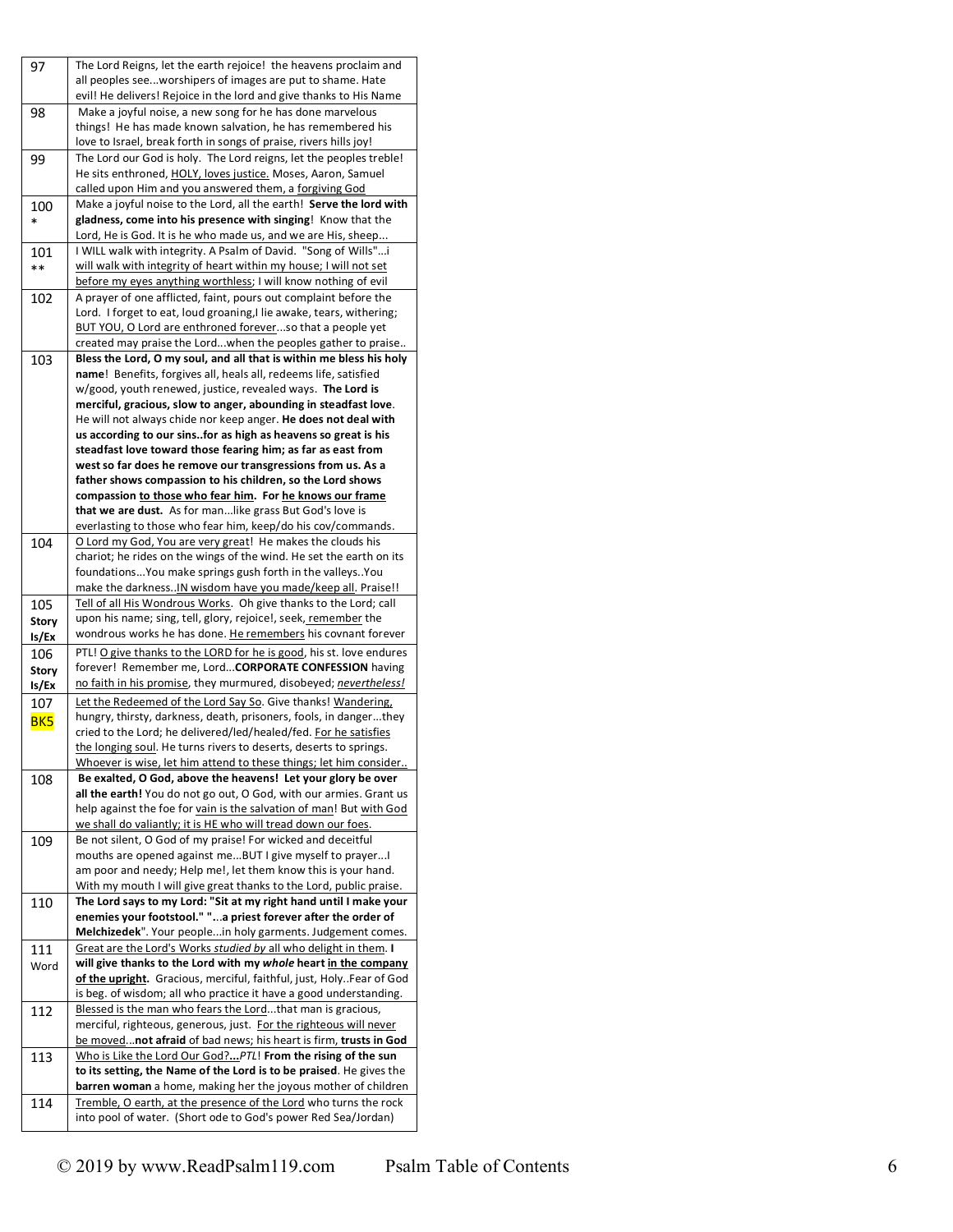| | |
|---|---|
| 97 | The Lord Reigns, let the earth rejoice! the heavens proclaim and all peoples see...worshipers of images are put to shame. Hate evil! He delivers! Rejoice in the lord and give thanks to His Name |
| 98 | Make a joyful noise, a new song for he has done marvelous things! He has made known salvation, he has remembered his love to Israel, break forth in songs of praise, rivers hills joy! |
| 99 | The Lord our God is holy. The Lord reigns, let the peoples treble! He sits enthroned, <u>HOLY, loves justice.</u> Moses, Aaron, Samuel called upon Him and you answered them, a <u>forgiving God</u> |
| 100 * | Make a joyful noise to the Lord, all the earth! **Serve the lord with gladness, come into his presence with singing**! Know that the Lord, He is God. It is he who made us, and we are His, sheep... |
| 101 ** | I WILL walk with integrity. A Psalm of David. "Song of Wills"...<u>i will walk with integrity of heart within my house; I will not set before my eyes anything worthless</u>; I will know nothing of evil |
| 102 | A prayer of one afflicted, faint, pours out complaint before the Lord. I forget to eat, loud groaning,I lie awake, tears, withering; <u>BUT YOU, O Lord are enthroned forever</u>...so that a people yet created may praise the Lord...when the peoples gather to praise.. |
| 103 | **Bless the Lord, O my soul, and all that is within me bless his holy name**! Benefits, forgives all, heals all, redeems life, satisfied w/good, youth renewed, justice, revealed ways. **The Lord is merciful, gracious, slow to anger, abounding in steadfast love**. He will not always chide nor keep anger. **He does not deal with us according to our sins..for as high as heavens so great is his steadfast love toward those fearing him; as far as east from west so far does he remove our transgressions from us. As a father shows compassion to his children, so the Lord shows compassion <u>to those who fear him</u>. For <u>he knows our frame</u> that we are dust.** As for man...like grass But God's love is everlasting to those who fear him, keep/do his cov/commands. |
| 104 | <u>O Lord my God, You are very great</u>! He makes the clouds his chariot; he rides on the wings of the wind. He set the earth on its foundations...You make springs gush forth in the valleys..You make the darkness..<u>IN wisdom have you made/keep all</u>. Praise!! |
| 105 **Story Is/Ex** | <u>Tell of all His Wondrous Works</u>. Oh give thanks to the Lord; call upon his name; sing, tell, glory, rejoice!, seek, <u>remember</u> the wondrous works he has done. <u>He remembers</u> his covnant forever |
| 106 **Story Is/Ex** | PTL! <u>O give thanks to the LORD for he is good</u>, his st. love endures forever! Remember me, Lord...**CORPORATE CONFESSION** having <u>no faith in his promise</u>, they murmured, disobeyed; <u>*nevertheless!*</u> |
| 107 BK5 | <u>Let the Redeemed of the Lord Say So</u>. Give thanks! <u>Wandering,</u> hungry, thirsty, darkness, death, prisoners, fools, in danger...they cried to the Lord; he delivered/led/healed/fed. <u>For he satisfies the longing soul</u>. He turns rivers to deserts, deserts to springs. <u>Whoever is wise, let him attend to these things; let him consider..</u> |
| 108 | **Be exalted, O God, above the heavens! Let your glory be over all the earth!** You do not go out, O God, with our armies. Grant us help against the foe for <u>vain is the salvation of man</u>! But <u>with God we shall do valiantly; it is HE who will tread down our foes</u>. |
| 109 | Be not silent, O God of my praise! For wicked and deceitful mouths are opened against me...BUT I give myself to prayer...I am poor and needy; Help me!, let them know this is your hand. With my mouth I will give great thanks to the Lord, public praise. |
| 110 | **The Lord says to my Lord: "Sit at my right hand until I make your enemies your footstool." "...a priest forever after the order of Melchizedek**". Your people...in holy garments. Judgement comes. |
| 111 Word | <u>Great are the Lord's Works *studied by* all who delight in them</u>. **I will give thanks to the Lord with my *whole* heart <u>in the company of the upright</u>.** Gracious, merciful, faithful, just, Holy..Fear of God is beg. of wisdom; all who practice it have a good understanding. |
| 112 | <u>Blessed is the man who fears the Lord</u>...that man is gracious, merciful, righteous, generous, just. <u>For the righteous will never be moved</u>...**not afraid** of bad news; his heart is firm, **trusts in God** |
| 113 | <u>Who is Like the Lord Our God?</u>***...PTL*! From the rising of the sun to its setting, the Name of the Lord is to be praised**. He gives the **barren woman** a home, making her the joyous mother of children |
| 114 | <u>Tremble, O earth, at the presence of the Lord</u> who turns the rock into pool of water. (Short ode to God's power Red Sea/Jordan) |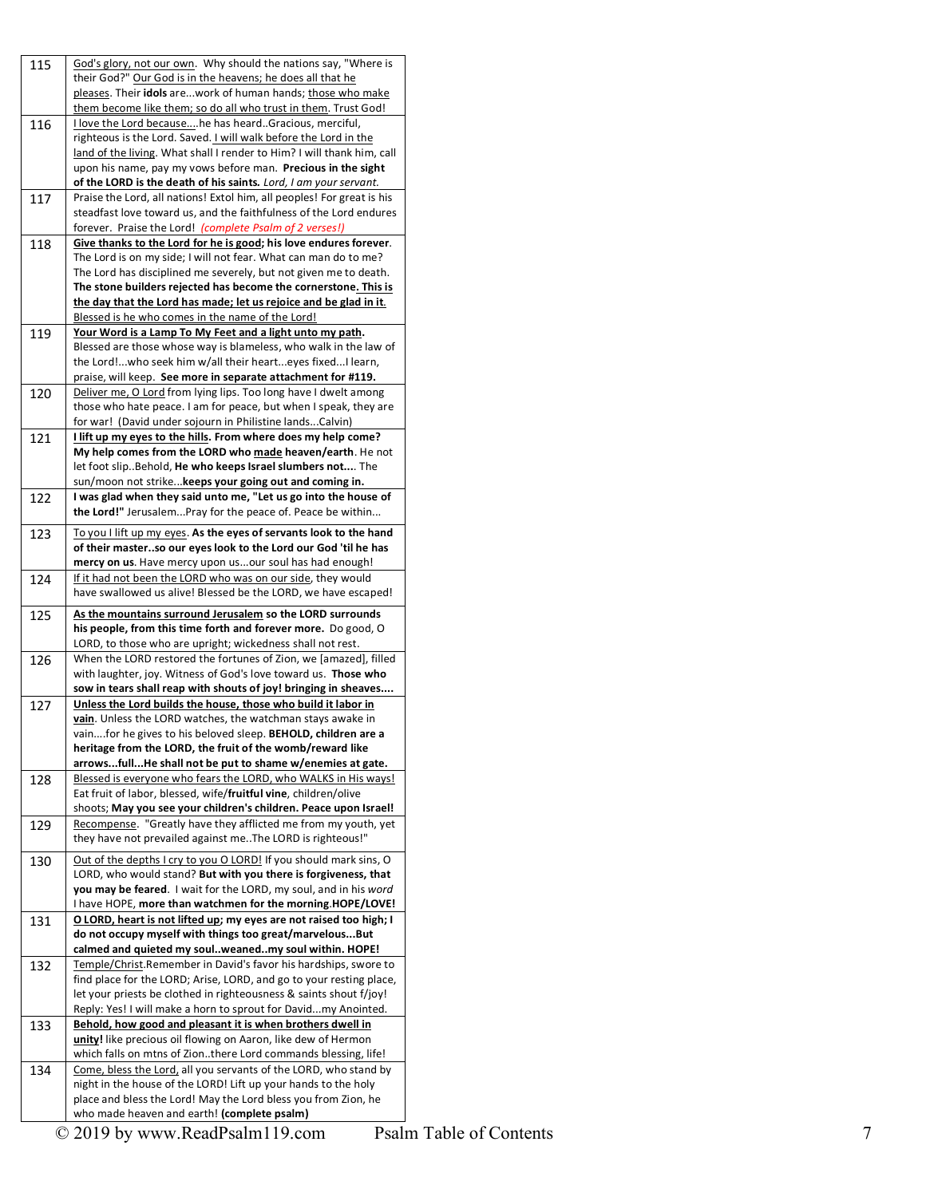| | |
|---|---|
| 115 | God's glory, not our own. Why should the nations say, "Where is their God?" Our God is in the heavens; he does all that he pleases. Their **idols** are...work of human hands; those who make them become like them; so do all who trust in them. Trust God! |
| 116 | I love the Lord because....he has heard..Gracious, merciful, righteous is the Lord. Saved. I will walk before the Lord in the land of the living. What shall I render to Him? I will thank him, call upon his name, pay my vows before man. **Precious in the sight of the LORD is the death of his saints.** *Lord, I am your servant.* |
| 117 | Praise the Lord, all nations! Extol him, all peoples! For great is his steadfast love toward us, and the faithfulness of the Lord endures forever. Praise the Lord! *(complete Psalm of 2 verses!)* |
| 118 | **Give thanks to the Lord for he is good; his love endures forever.** The Lord is on my side; I will not fear. What can man do to me? The Lord has disciplined me severely, but not given me to death. **The stone builders rejected has become the cornerstone. This is the day that the Lord has made; let us rejoice and be glad in it.** Blessed is he who comes in the name of the Lord! |
| 119 | **Your Word is a Lamp To My Feet and a light unto my path.** Blessed are those whose way is blameless, who walk in the law of the Lord!...who seek him w/all their heart...eyes fixed...I learn, praise, will keep. **See more in separate attachment for #119.** |
| 120 | Deliver me, O Lord from lying lips. Too long have I dwelt among those who hate peace. I am for peace, but when I speak, they are for war! (David under sojourn in Philistine lands...Calvin) |
| 121 | **I lift up my eyes to the hills. From where does my help come? My help comes from the LORD who made heaven/earth**. He not let foot slip..Behold, **He who keeps Israel slumbers not....** The sun/moon not strike...**keeps your going out and coming in.** |
| 122 | **I was glad when they said unto me, "Let us go into the house of the Lord!"** Jerusalem...Pray for the peace of. Peace be within... |
| 123 | To you I lift up my eyes. **As the eyes of servants look to the hand of their master..so our eyes look to the Lord our God 'til he has mercy on us**. Have mercy upon us...our soul has had enough! |
| 124 | If it had not been the LORD who was on our side, they would have swallowed us alive! Blessed be the LORD, we have escaped! |
| 125 | **As the mountains surround Jerusalem so the LORD surrounds his people, from this time forth and forever more.** Do good, O LORD, to those who are upright; wickedness shall not rest. |
| 126 | When the LORD restored the fortunes of Zion, we [amazed], filled with laughter, joy. Witness of God's love toward us. **Those who sow in tears shall reap with shouts of joy! bringing in sheaves....** |
| 127 | **Unless the Lord builds the house, those who build it labor in vain**. Unless the LORD watches, the watchman stays awake in vain....for he gives to his beloved sleep. **BEHOLD, children are a heritage from the LORD, the fruit of the womb/reward like arrows...full...He shall not be put to shame w/enemies at gate.** |
| 128 | Blessed is everyone who fears the LORD, who WALKS in His ways! Eat fruit of labor, blessed, wife/**fruitful vine**, children/olive shoots; **May you see your children's children. Peace upon Israel!** |
| 129 | Recompense. "Greatly have they afflicted me from my youth, yet they have not prevailed against me..The LORD is righteous!" |
| 130 | Out of the depths I cry to you O LORD! If you should mark sins, O LORD, who would stand? **But with you there is forgiveness, that you may be feared**. I wait for the LORD, my soul, and in his *word* I have HOPE, **more than watchmen for the morning.HOPE/LOVE!** |
| 131 | **O LORD, heart is not lifted up; my eyes are not raised too high; I do not occupy myself with things too great/marvelous...But calmed and quieted my soul..weaned..my soul within. HOPE!** |
| 132 | Temple/Christ.Remember in David's favor his hardships, swore to find place for the LORD; Arise, LORD, and go to your resting place, let your priests be clothed in righteousness & saints shout f/joy! Reply: Yes! I will make a horn to sprout for David...my Anointed. |
| 133 | **Behold, how good and pleasant it is when brothers dwell in unity!** like precious oil flowing on Aaron, like dew of Hermon which falls on mtns of Zion..there Lord commands blessing, life! |
| 134 | Come, bless the Lord, all you servants of the LORD, who stand by night in the house of the LORD! Lift up your hands to the holy place and bless the Lord! May the Lord bless you from Zion, he who made heaven and earth! **(complete psalm)** |

© 2019 by www.ReadPsalm119.com Psalm Table of Contents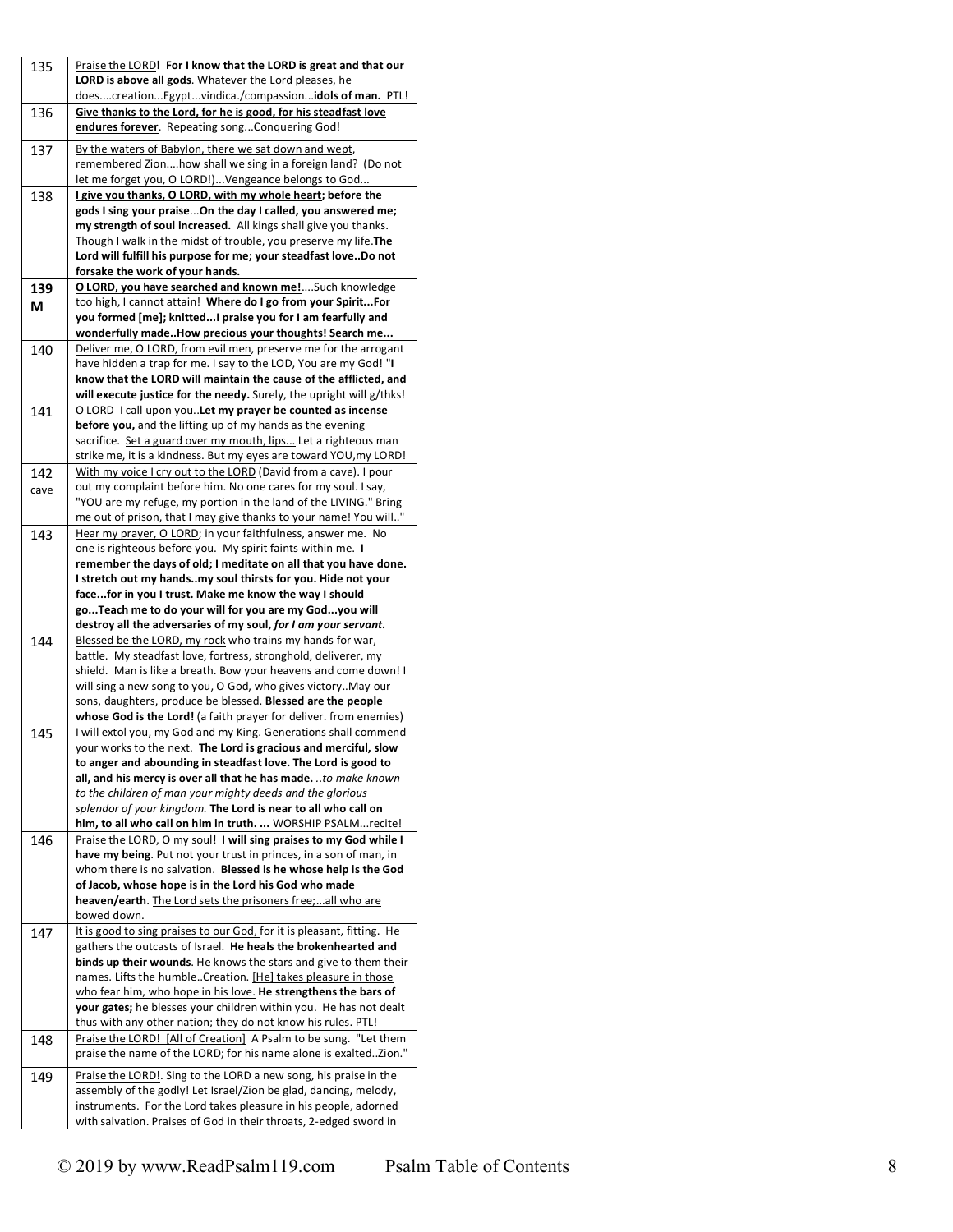| | |
|---|---|
| 135 | Praise the LORD**! For I know that the LORD is great and that our LORD is above all gods**. Whatever the Lord pleases, he does....creation...Egypt...vindica./compassion...**idols of man.** PTL! |
| 136 | **Give thanks to the Lord, for he is good, for his steadfast love endures forever**. Repeating song...Conquering God! |
| 137 | By the waters of Babylon, there we sat down and wept, remembered Zion....how shall we sing in a foreign land? (Do not let me forget you, O LORD!)...Vengeance belongs to God... |
| 138 | **I give you thanks, O LORD, with my whole heart; before the gods I sing your praise**...**On the day I called, you answered me; my strength of soul increased.** All kings shall give you thanks. Though I walk in the midst of trouble, you preserve my life.**The Lord will fulfill his purpose for me; your steadfast love..Do not forsake the work of your hands.** |
| **139 M** | **O LORD, you have searched and known me!**....Such knowledge too high, I cannot attain! **Where do I go from your Spirit...For you formed [me]; knitted...I praise you for I am fearfully and wonderfully made..How precious your thoughts! Search me...** |
| 140 | Deliver me, O LORD, from evil men, preserve me for the arrogant have hidden a trap for me. I say to the LOD, You are my God! "**I know that the LORD will maintain the cause of the afflicted, and will execute justice for the needy.** Surely, the upright will g/thks! |
| 141 | O LORD I call upon you..**Let my prayer be counted as incense before you,** and the lifting up of my hands as the evening sacrifice. Set a guard over my mouth, lips... Let a righteous man strike me, it is a kindness. But my eyes are toward YOU,my LORD! |
| 142 cave | With my voice I cry out to the LORD (David from a cave). I pour out my complaint before him. No one cares for my soul. I say, "YOU are my refuge, my portion in the land of the LIVING." Bring me out of prison, that I may give thanks to your name! You will.." |
| 143 | Hear my prayer, O LORD; in your faithfulness, answer me. No one is righteous before you. My spirit faints within me. **I remember the days of old; I meditate on all that you have done. I stretch out my hands..my soul thirsts for you. Hide not your face...for in you I trust. Make me know the way I should go...Teach me to do your will for you are my God...you will destroy all the adversaries of my soul, *for I am your servant*.** |
| 144 | Blessed be the LORD, my rock who trains my hands for war, battle. My steadfast love, fortress, stronghold, deliverer, my shield. Man is like a breath. Bow your heavens and come down! I will sing a new song to you, O God, who gives victory..May our sons, daughters, produce be blessed. **Blessed are the people whose God is the Lord!** (a faith prayer for deliver. from enemies) |
| 145 | I will extol you, my God and my King. Generations shall commend your works to the next. **The Lord is gracious and merciful, slow to anger and abounding in steadfast love. The Lord is good to all, and his mercy is over all that he has made.** ..*to make known to the children of man your mighty deeds and the glorious splendor of your kingdom.* **The Lord is near to all who call on him, to all who call on him in truth. ...** WORSHIP PSALM...recite! |
| 146 | Praise the LORD, O my soul! **I will sing praises to my God while I have my being**. Put not your trust in princes, in a son of man, in whom there is no salvation. **Blessed is he whose help is the God of Jacob, whose hope is in the Lord his God who made heaven/earth**. The Lord sets the prisoners free;...all who are bowed down. |
| 147 | It is good to sing praises to our God, for it is pleasant, fitting. He gathers the outcasts of Israel. **He heals the brokenhearted and binds up their wounds**. He knows the stars and give to them their names. Lifts the humble..Creation. [He] takes pleasure in those who fear him, who hope in his love. **He strengthens the bars of your gates;** he blesses your children within you. He has not dealt thus with any other nation; they do not know his rules. PTL! |
| 148 | Praise the LORD! [All of Creation] A Psalm to be sung. "Let them praise the name of the LORD; for his name alone is exalted..Zion." |
| 149 | Praise the LORD!. Sing to the LORD a new song, his praise in the assembly of the godly! Let Israel/Zion be glad, dancing, melody, instruments. For the Lord takes pleasure in his people, adorned with salvation. Praises of God in their throats, 2-edged sword in |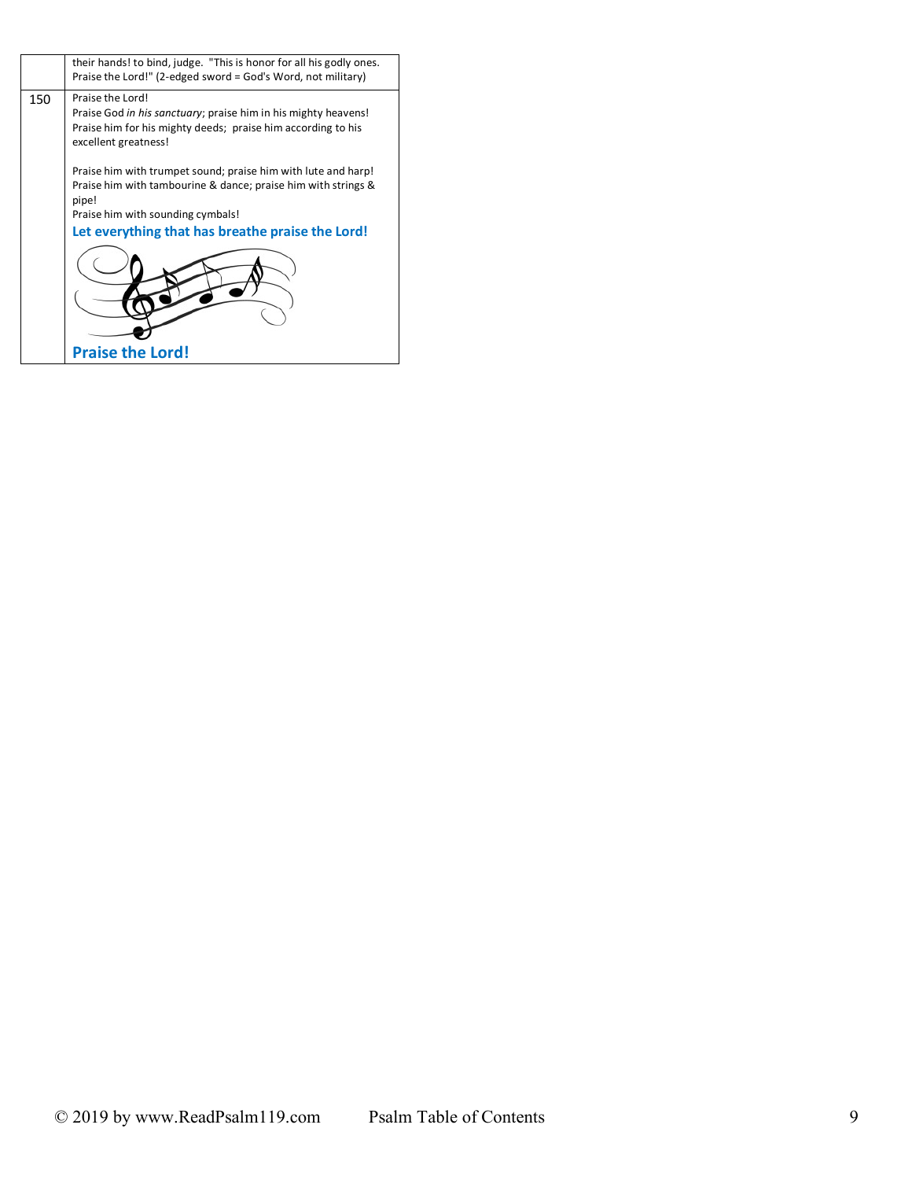| | |
|---|---|
| | their hands! to bind, judge. "This is honor for all his godly ones. Praise the Lord!" (2-edged sword = God's Word, not military) |
| 150 | Praise the Lord!<br>Praise God *in his sanctuary*; praise him in his mighty heavens!<br>Praise him for his mighty deeds; praise him according to his excellent greatness!<br><br>Praise him with trumpet sound; praise him with lute and harp!<br>Praise him with tambourine & dance; praise him with strings & pipe!<br>Praise him with sounding cymbals!<br>**Let everything that has breathe praise the Lord!**<br><br>**Praise the Lord!** |